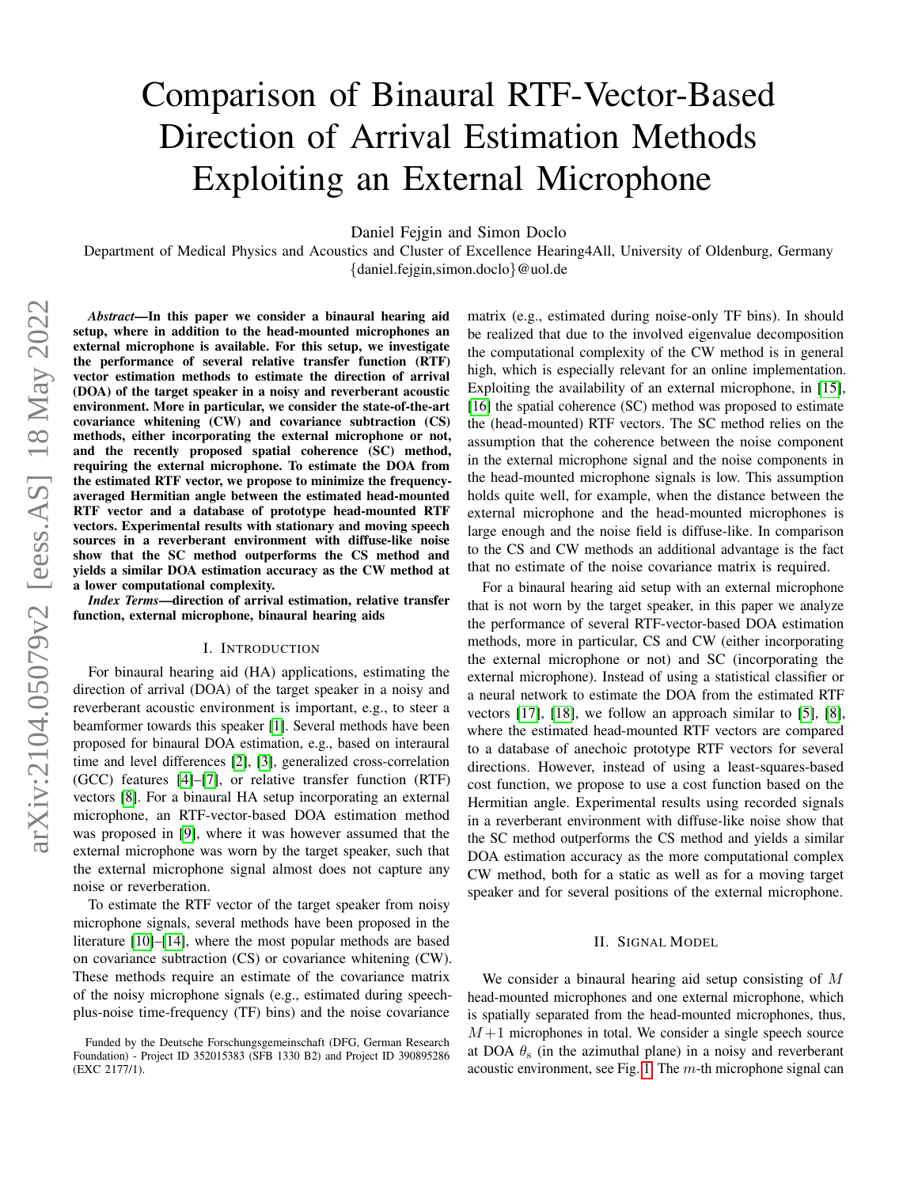# Comparison of Binaural RTF-Vector-Based Direction of Arrival Estimation Methods Exploiting an External Microphone

Daniel Fejgin and Simon Doclo

Department of Medical Physics and Acoustics and Cluster of Excellence Hearing4All, University of Oldenburg, Germany
{daniel.fejgin,simon.doclo}@uol.de

***Abstract*—In this paper we consider a binaural hearing aid setup, where in addition to the head-mounted microphones an external microphone is available. For this setup, we investigate the performance of several relative transfer function (RTF) vector estimation methods to estimate the direction of arrival (DOA) of the target speaker in a noisy and reverberant acoustic environment. More in particular, we consider the state-of-the-art covariance whitening (CW) and covariance subtraction (CS) methods, either incorporating the external microphone or not, and the recently proposed spatial coherence (SC) method, requiring the external microphone. To estimate the DOA from the estimated RTF vector, we propose to minimize the frequency-averaged Hermitian angle between the estimated head-mounted RTF vector and a database of prototype head-mounted RTF vectors. Experimental results with stationary and moving speech sources in a reverberant environment with diffuse-like noise show that the SC method outperforms the CS method and yields a similar DOA estimation accuracy as the CW method at a lower computational complexity.**

***Index Terms*—direction of arrival estimation, relative transfer function, external microphone, binaural hearing aids**

## I. Introduction

For binaural hearing aid (HA) applications, estimating the direction of arrival (DOA) of the target speaker in a noisy and reverberant acoustic environment is important, e.g., to steer a beamformer towards this speaker [1]. Several methods have been proposed for binaural DOA estimation, e.g., based on interaural time and level differences [2], [3], generalized cross-correlation (GCC) features [4]–[7], or relative transfer function (RTF) vectors [8]. For a binaural HA setup incorporating an external microphone, an RTF-vector-based DOA estimation method was proposed in [9], where it was however assumed that the external microphone was worn by the target speaker, such that the external microphone signal almost does not capture any noise or reverberation.

To estimate the RTF vector of the target speaker from noisy microphone signals, several methods have been proposed in the literature [10]–[14], where the most popular methods are based on covariance subtraction (CS) or covariance whitening (CW). These methods require an estimate of the covariance matrix of the noisy microphone signals (e.g., estimated during speech-plus-noise time-frequency (TF) bins) and the noise covariance matrix (e.g., estimated during noise-only TF bins). In should be realized that due to the involved eigenvalue decomposition the computational complexity of the CW method is in general high, which is especially relevant for an online implementation. Exploiting the availability of an external microphone, in [15], [16] the spatial coherence (SC) method was proposed to estimate the (head-mounted) RTF vectors. The SC method relies on the assumption that the coherence between the noise component in the external microphone signal and the noise components in the head-mounted microphone signals is low. This assumption holds quite well, for example, when the distance between the external microphone and the head-mounted microphones is large enough and the noise field is diffuse-like. In comparison to the CS and CW methods an additional advantage is the fact that no estimate of the noise covariance matrix is required.

For a binaural hearing aid setup with an external microphone that is not worn by the target speaker, in this paper we analyze the performance of several RTF-vector-based DOA estimation methods, more in particular, CS and CW (either incorporating the external microphone or not) and SC (incorporating the external microphone). Instead of using a statistical classifier or a neural network to estimate the DOA from the estimated RTF vectors [17], [18], we follow an approach similar to [5], [8], where the estimated head-mounted RTF vectors are compared to a database of anechoic prototype RTF vectors for several directions. However, instead of using a least-squares-based cost function, we propose to use a cost function based on the Hermitian angle. Experimental results using recorded signals in a reverberant environment with diffuse-like noise show that the SC method outperforms the CS method and yields a similar DOA estimation accuracy as the more computational complex CW method, both for a static as well as for a moving target speaker and for several positions of the external microphone.

## II. Signal Model

We consider a binaural hearing aid setup consisting of $M$ head-mounted microphones and one external microphone, which is spatially separated from the head-mounted microphones, thus, $M+1$ microphones in total. We consider a single speech source at DOA $\theta_s$ (in the azimuthal plane) in a noisy and reverberant acoustic environment, see Fig. 1. The $m$-th microphone signal can

Funded by the Deutsche Forschungsgemeinschaft (DFG, German Research Foundation) - Project ID 352015383 (SFB 1330 B2) and Project ID 390895286 (EXC 2177/1).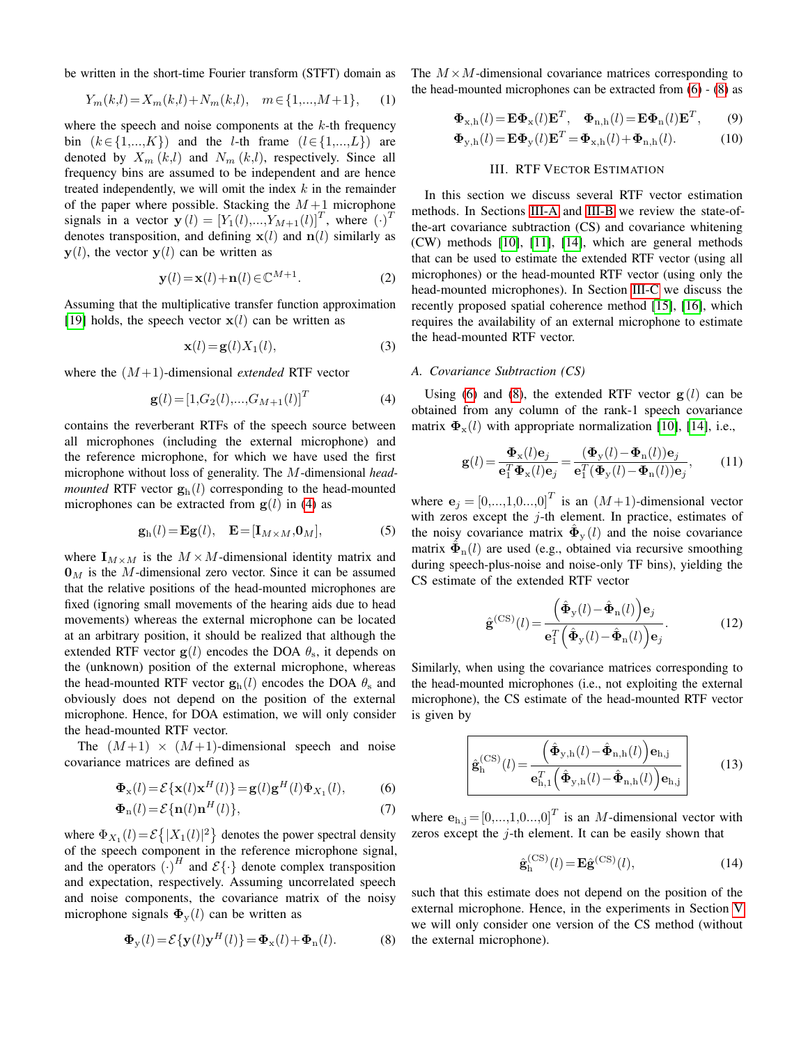be written in the short-time Fourier transform (STFT) domain as

$$Y_m(k,l) = X_m(k,l) + N_m(k,l), \quad m \in \{1,...,M+1\}, \tag{1}$$

where the speech and noise components at the $k$-th frequency bin $(k \in \{1,...,K\})$ and the $l$-th frame $(l \in \{1,...,L\})$ are denoted by $X_m(k,l)$ and $N_m(k,l)$, respectively. Since all frequency bins are assumed to be independent and are hence treated independently, we will omit the index $k$ in the remainder of the paper where possible. Stacking the $M+1$ microphone signals in a vector $\mathbf{y}(l) = [Y_1(l),...,Y_{M+1}(l)]^T$, where $(\cdot)^T$ denotes transposition, and defining $\mathbf{x}(l)$ and $\mathbf{n}(l)$ similarly as $\mathbf{y}(l)$, the vector $\mathbf{y}(l)$ can be written as

$$\mathbf{y}(l) = \mathbf{x}(l) + \mathbf{n}(l) \in \mathbb{C}^{M+1}. \tag{2}$$

Assuming that the multiplicative transfer function approximation [19] holds, the speech vector $\mathbf{x}(l)$ can be written as

$$\mathbf{x}(l) = \mathbf{g}(l) X_1(l), \tag{3}$$

where the $(M+1)$-dimensional *extended* RTF vector

$$\mathbf{g}(l) = [1, G_2(l), ..., G_{M+1}(l)]^T \tag{4}$$

contains the reverberant RTFs of the speech source between all microphones (including the external microphone) and the reference microphone, for which we have used the first microphone without loss of generality. The $M$-dimensional *head-mounted* RTF vector $\mathbf{g}_\mathrm{h}(l)$ corresponding to the head-mounted microphones can be extracted from $\mathbf{g}(l)$ in (4) as

$$\mathbf{g}_\mathrm{h}(l) = \mathbf{E}\mathbf{g}(l), \quad \mathbf{E} = [\mathbf{I}_{M\times M}, \mathbf{0}_M], \tag{5}$$

where $\mathbf{I}_{M\times M}$ is the $M\times M$-dimensional identity matrix and $\mathbf{0}_M$ is the $M$-dimensional zero vector. Since it can be assumed that the relative positions of the head-mounted microphones are fixed (ignoring small movements of the hearing aids due to head movements) whereas the external microphone can be located at an arbitrary position, it should be realized that although the extended RTF vector $\mathbf{g}(l)$ encodes the DOA $\theta_\mathrm{s}$, it depends on the (unknown) position of the external microphone, whereas the head-mounted RTF vector $\mathbf{g}_\mathrm{h}(l)$ encodes the DOA $\theta_\mathrm{s}$ and obviously does not depend on the position of the external microphone. Hence, for DOA estimation, we will only consider the head-mounted RTF vector.

The $(M+1) \times (M+1)$-dimensional speech and noise covariance matrices are defined as

$$\mathbf{\Phi}_\mathrm{x}(l) = \mathcal{E}\{\mathbf{x}(l)\mathbf{x}^H(l)\} = \mathbf{g}(l)\mathbf{g}^H(l)\Phi_{X_1}(l), \tag{6}$$

$$\mathbf{\Phi}_\mathrm{n}(l) = \mathcal{E}\{\mathbf{n}(l)\mathbf{n}^H(l)\}, \tag{7}$$

where $\Phi_{X_1}(l) = \mathcal{E}\{|X_1(l)|^2\}$ denotes the power spectral density of the speech component in the reference microphone signal, and the operators $(\cdot)^H$ and $\mathcal{E}\{\cdot\}$ denote complex transposition and expectation, respectively. Assuming uncorrelated speech and noise components, the covariance matrix of the noisy microphone signals $\mathbf{\Phi}_\mathrm{y}(l)$ can be written as

$$\mathbf{\Phi}_\mathrm{y}(l) = \mathcal{E}\{\mathbf{y}(l)\mathbf{y}^H(l)\} = \mathbf{\Phi}_\mathrm{x}(l) + \mathbf{\Phi}_\mathrm{n}(l). \tag{8}$$

The $M \times M$-dimensional covariance matrices corresponding to the head-mounted microphones can be extracted from (6) - (8) as

$$\mathbf{\Phi}_\mathrm{x,h}(l) = \mathbf{E}\mathbf{\Phi}_\mathrm{x}(l)\mathbf{E}^T, \quad \mathbf{\Phi}_\mathrm{n,h}(l) = \mathbf{E}\mathbf{\Phi}_\mathrm{n}(l)\mathbf{E}^T, \tag{9}$$

$$\mathbf{\Phi}_\mathrm{y,h}(l) = \mathbf{E}\mathbf{\Phi}_\mathrm{y}(l)\mathbf{E}^T = \mathbf{\Phi}_\mathrm{x,h}(l) + \mathbf{\Phi}_\mathrm{n,h}(l). \tag{10}$$

## III. RTF Vector Estimation

In this section we discuss several RTF vector estimation methods. In Sections III-A and III-B we review the state-of-the-art covariance subtraction (CS) and covariance whitening (CW) methods [10], [11], [14], which are general methods that can be used to estimate the extended RTF vector (using all microphones) or the head-mounted RTF vector (using only the head-mounted microphones). In Section III-C we discuss the recently proposed spatial coherence method [15], [16], which requires the availability of an external microphone to estimate the head-mounted RTF vector.

### A. Covariance Subtraction (CS)

Using (6) and (8), the extended RTF vector $\mathbf{g}(l)$ can be obtained from any column of the rank-1 speech covariance matrix $\mathbf{\Phi}_\mathrm{x}(l)$ with appropriate normalization [10], [14], i.e.,

$$\mathbf{g}(l) = \frac{\mathbf{\Phi}_\mathrm{x}(l)\mathbf{e}_j}{\mathbf{e}_1^T\mathbf{\Phi}_\mathrm{x}(l)\mathbf{e}_j} = \frac{(\mathbf{\Phi}_\mathrm{y}(l) - \mathbf{\Phi}_\mathrm{n}(l))\mathbf{e}_j}{\mathbf{e}_1^T(\mathbf{\Phi}_\mathrm{y}(l) - \mathbf{\Phi}_\mathrm{n}(l))\mathbf{e}_j}, \tag{11}$$

where $\mathbf{e}_j = [0,...,1,0...,0]^T$ is an $(M+1)$-dimensional vector with zeros except the $j$-th element. In practice, estimates of the noisy covariance matrix $\hat{\mathbf{\Phi}}_\mathrm{y}(l)$ and the noise covariance matrix $\hat{\mathbf{\Phi}}_\mathrm{n}(l)$ are used (e.g., obtained via recursive smoothing during speech-plus-noise and noise-only TF bins), yielding the CS estimate of the extended RTF vector

$$\hat{\mathbf{g}}^{(\mathrm{CS})}(l) = \frac{\left(\hat{\mathbf{\Phi}}_\mathrm{y}(l) - \hat{\mathbf{\Phi}}_\mathrm{n}(l)\right)\mathbf{e}_j}{\mathbf{e}_1^T\left(\hat{\mathbf{\Phi}}_\mathrm{y}(l) - \hat{\mathbf{\Phi}}_\mathrm{n}(l)\right)\mathbf{e}_j}. \tag{12}$$

Similarly, when using the covariance matrices corresponding to the head-mounted microphones (i.e., not exploiting the external microphone), the CS estimate of the head-mounted RTF vector is given by

$$\boxed{\hat{\mathbf{g}}_\mathrm{h}^{(\mathrm{CS})}(l) = \frac{\left(\hat{\mathbf{\Phi}}_\mathrm{y,h}(l) - \hat{\mathbf{\Phi}}_\mathrm{n,h}(l)\right)\mathbf{e}_\mathrm{h,j}}{\mathbf{e}_\mathrm{h,1}^T\left(\hat{\mathbf{\Phi}}_\mathrm{y,h}(l) - \hat{\mathbf{\Phi}}_\mathrm{n,h}(l)\right)\mathbf{e}_\mathrm{h,j}}} \tag{13}$$

where $\mathbf{e}_\mathrm{h,j} = [0,...,1,0...,0]^T$ is an $M$-dimensional vector with zeros except the $j$-th element. It can be easily shown that

$$\hat{\mathbf{g}}_\mathrm{h}^{(\mathrm{CS})}(l) = \mathbf{E}\hat{\mathbf{g}}^{(\mathrm{CS})}(l), \tag{14}$$

such that this estimate does not depend on the position of the external microphone. Hence, in the experiments in Section V we will only consider one version of the CS method (without the external microphone).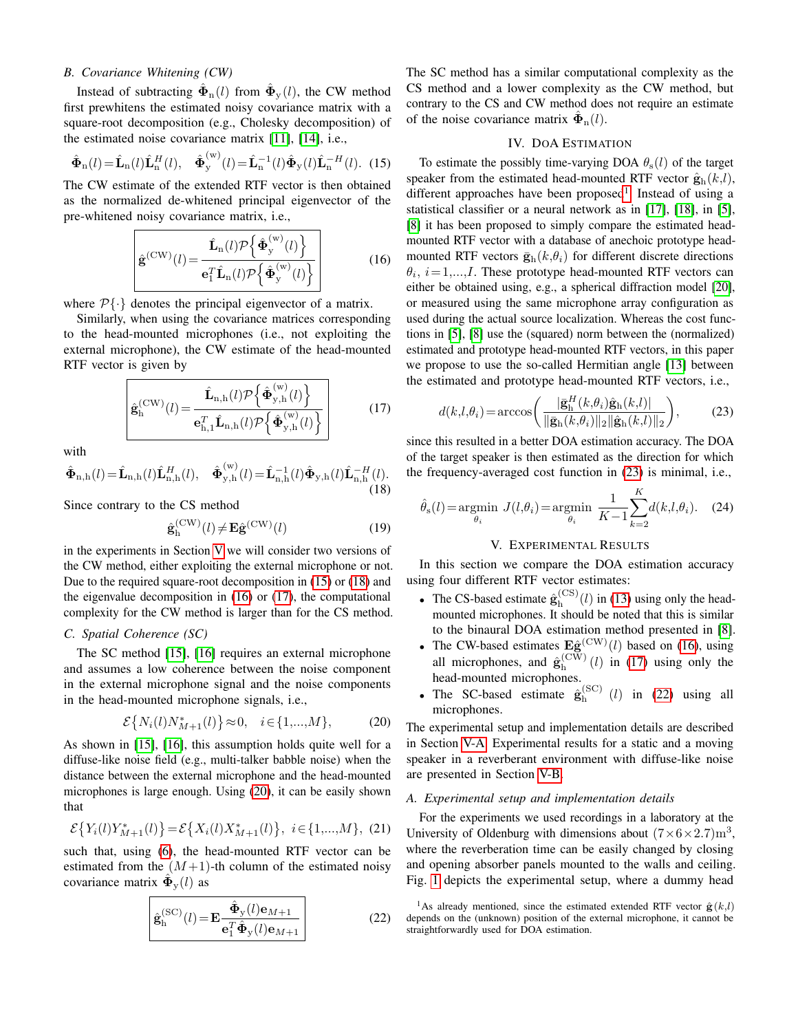### B. Covariance Whitening (CW)

Instead of subtracting $\hat{\mathbf{\Phi}}_{\mathrm{n}}(l)$ from $\hat{\mathbf{\Phi}}_{\mathrm{y}}(l)$, the CW method first prewhitens the estimated noisy covariance matrix with a square-root decomposition (e.g., Cholesky decomposition) of the estimated noise covariance matrix [11], [14], i.e.,

$$\hat{\mathbf{\Phi}}_{\mathrm{n}}(l) = \hat{\mathbf{L}}_{\mathrm{n}}(l)\hat{\mathbf{L}}_{\mathrm{n}}^{H}(l), \quad \hat{\mathbf{\Phi}}_{\mathrm{y}}^{(\mathrm{w})}(l) = \hat{\mathbf{L}}_{\mathrm{n}}^{-1}(l)\hat{\mathbf{\Phi}}_{\mathrm{y}}(l)\hat{\mathbf{L}}_{\mathrm{n}}^{-H}(l). \quad (15)$$

The CW estimate of the extended RTF vector is then obtained as the normalized de-whitened principal eigenvector of the pre-whitened noisy covariance matrix, i.e.,

$$\boxed{\hat{\mathbf{g}}^{(\mathrm{CW})}(l) = \frac{\hat{\mathbf{L}}_{\mathrm{n}}(l)\mathcal{P}\left\{\hat{\mathbf{\Phi}}_{\mathrm{y}}^{(\mathrm{w})}(l)\right\}}{\mathbf{e}_1^T\hat{\mathbf{L}}_{\mathrm{n}}(l)\mathcal{P}\left\{\hat{\mathbf{\Phi}}_{\mathrm{y}}^{(\mathrm{w})}(l)\right\}}} \quad (16)$$

where $\mathcal{P}\{\cdot\}$ denotes the principal eigenvector of a matrix.

Similarly, when using the covariance matrices corresponding to the head-mounted microphones (i.e., not exploiting the external microphone), the CW estimate of the head-mounted RTF vector is given by

$$\boxed{\hat{\mathbf{g}}_{\mathrm{h}}^{(\mathrm{CW})}(l) = \frac{\hat{\mathbf{L}}_{\mathrm{n,h}}(l)\mathcal{P}\left\{\hat{\mathbf{\Phi}}_{\mathrm{y,h}}^{(\mathrm{w})}(l)\right\}}{\mathbf{e}_{\mathrm{h},1}^T\hat{\mathbf{L}}_{\mathrm{n,h}}(l)\mathcal{P}\left\{\hat{\mathbf{\Phi}}_{\mathrm{y,h}}^{(\mathrm{w})}(l)\right\}}} \quad (17)$$

with

$$\hat{\mathbf{\Phi}}_{\mathrm{n,h}}(l) = \hat{\mathbf{L}}_{\mathrm{n,h}}(l)\hat{\mathbf{L}}_{\mathrm{n,h}}^{H}(l), \quad \hat{\mathbf{\Phi}}_{\mathrm{y,h}}^{(\mathrm{w})}(l) = \hat{\mathbf{L}}_{\mathrm{n,h}}^{-1}(l)\hat{\mathbf{\Phi}}_{\mathrm{y,h}}(l)\hat{\mathbf{L}}_{\mathrm{n,h}}^{-H}(l). \quad (18)$$

Since contrary to the CS method

$$\hat{\mathbf{g}}_{\mathrm{h}}^{(\mathrm{CW})}(l) \neq \mathbf{E}\hat{\mathbf{g}}^{(\mathrm{CW})}(l) \quad (19)$$

in the experiments in Section V we will consider two versions of the CW method, either exploiting the external microphone or not. Due to the required square-root decomposition in (15) or (18) and the eigenvalue decomposition in (16) or (17), the computational complexity for the CW method is larger than for the CS method.

### C. Spatial Coherence (SC)

The SC method [15], [16] requires an external microphone and assumes a low coherence between the noise component in the external microphone signal and the noise components in the head-mounted microphone signals, i.e.,

$$\mathcal{E}\{N_i(l)N_{M+1}^*(l)\} \approx 0, \quad i \in \{1,\ldots,M\}, \quad (20)$$

As shown in [15], [16], this assumption holds quite well for a diffuse-like noise field (e.g., multi-talker babble noise) when the distance between the external microphone and the head-mounted microphones is large enough. Using (20), it can be easily shown that

$$\mathcal{E}\{Y_i(l)Y_{M+1}^*(l)\} = \mathcal{E}\{X_i(l)X_{M+1}^*(l)\}, \quad i \in \{1,\ldots,M\}, \quad (21)$$

such that, using (6), the head-mounted RTF vector can be estimated from the $(M+1)$-th column of the estimated noisy covariance matrix $\hat{\mathbf{\Phi}}_{\mathrm{y}}(l)$ as

$$\boxed{\hat{\mathbf{g}}_{\mathrm{h}}^{(\mathrm{SC})}(l) = \mathbf{E}\frac{\hat{\mathbf{\Phi}}_{\mathrm{y}}(l)\mathbf{e}_{M+1}}{\mathbf{e}_1^T\hat{\mathbf{\Phi}}_{\mathrm{y}}(l)\mathbf{e}_{M+1}}} \quad (22)$$

The SC method has a similar computational complexity as the CS method and a lower complexity as the CW method, but contrary to the CS and CW method does not require an estimate of the noise covariance matrix $\hat{\mathbf{\Phi}}_{\mathrm{n}}(l)$.

## IV. DoA Estimation

To estimate the possibly time-varying DOA $\theta_{\mathrm{s}}(l)$ of the target speaker from the estimated head-mounted RTF vector $\hat{\mathbf{g}}_{\mathrm{h}}(k,l)$, different approaches have been proposed[1]. Instead of using a statistical classifier or a neural network as in [17], [18], in [5], [8] it has been proposed to simply compare the estimated head-mounted RTF vector with a database of anechoic prototype head-mounted RTF vectors $\bar{\mathbf{g}}_{\mathrm{h}}(k,\theta_i)$ for different discrete directions $\theta_i$, $i=1,\ldots,I$. These prototype head-mounted RTF vectors can either be obtained using, e.g., a spherical diffraction model [20], or measured using the same microphone array configuration as used during the actual source localization. Whereas the cost functions in [5], [8] use the (squared) norm between the (normalized) estimated and prototype head-mounted RTF vectors, in this paper we propose to use the so-called Hermitian angle [13] between the estimated and prototype head-mounted RTF vectors, i.e.,

$$d(k,l,\theta_i) = \arccos\left(\frac{|\bar{\mathbf{g}}_{\mathrm{h}}^H(k,\theta_i)\hat{\mathbf{g}}_{\mathrm{h}}(k,l)|}{\|\bar{\mathbf{g}}_{\mathrm{h}}(k,\theta_i)\|_2\|\hat{\mathbf{g}}_{\mathrm{h}}(k,l)\|_2}\right), \quad (23)$$

since this resulted in a better DOA estimation accuracy. The DOA of the target speaker is then estimated as the direction for which the frequency-averaged cost function in (23) is minimal, i.e.,

$$\hat{\theta}_{\mathrm{s}}(l) = \underset{\theta_i}{\operatorname{argmin}}\ J(l,\theta_i) = \underset{\theta_i}{\operatorname{argmin}}\ \frac{1}{K-1}\sum_{k=2}^{K} d(k,l,\theta_i). \quad (24)$$

## V. Experimental Results

In this section we compare the DOA estimation accuracy using four different RTF vector estimates:

- The CS-based estimate $\hat{\mathbf{g}}_{\mathrm{h}}^{(\mathrm{CS})}(l)$ in (13) using only the head-mounted microphones. It should be noted that this is similar to the binaural DOA estimation method presented in [8].
- The CW-based estimates $\mathbf{E}\hat{\mathbf{g}}^{(\mathrm{CW})}(l)$ based on (16), using all microphones, and $\hat{\mathbf{g}}_{\mathrm{h}}^{(\mathrm{CW})}(l)$ in (17) using only the head-mounted microphones.
- The SC-based estimate $\hat{\mathbf{g}}_{\mathrm{h}}^{(\mathrm{SC})}(l)$ in (22) using all microphones.

The experimental setup and implementation details are described in Section V-A. Experimental results for a static and a moving speaker in a reverberant environment with diffuse-like noise are presented in Section V-B.

### A. Experimental setup and implementation details

For the experiments we used recordings in a laboratory at the University of Oldenburg with dimensions about $(7\times 6\times 2.7)\mathrm{m}^3$, where the reverberation time can be easily changed by closing and opening absorber panels mounted to the walls and ceiling. Fig. 1 depicts the experimental setup, where a dummy head

[1] As already mentioned, since the estimated extended RTF vector $\hat{\mathbf{g}}(k,l)$ depends on the (unknown) position of the external microphone, it cannot be straightforwardly used for DOA estimation.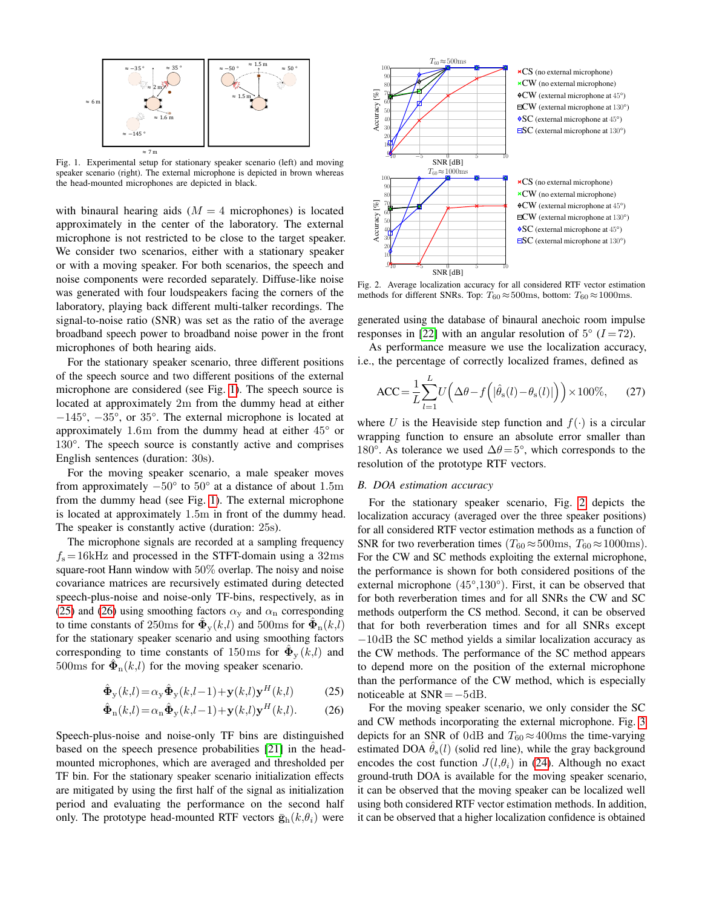Fig. 1. Experimental setup for stationary speaker scenario (left) and moving speaker scenario (right). The external microphone is depicted in brown whereas the head-mounted microphones are depicted in black.

with binaural hearing aids ($M=4$ microphones) is located approximately in the center of the laboratory. The external microphone is not restricted to be close to the target speaker. We consider two scenarios, either with a stationary speaker or with a moving speaker. For both scenarios, the speech and noise components were recorded separately. Diffuse-like noise was generated with four loudspeakers facing the corners of the laboratory, playing back different multi-talker recordings. The signal-to-noise ratio (SNR) was set as the ratio of the average broadband speech power to broadband noise power in the front microphones of both hearing aids.

For the stationary speaker scenario, three different positions of the speech source and two different positions of the external microphone are considered (see Fig. 1). The speech source is located at approximately 2m from the dummy head at either $-145°$, $-35°$, or $35°$. The external microphone is located at approximately 1.6m from the dummy head at either $45°$ or $130°$. The speech source is constantly active and comprises English sentences (duration: 30s).

For the moving speaker scenario, a male speaker moves from approximately $-50°$ to $50°$ at a distance of about 1.5m from the dummy head (see Fig. 1). The external microphone is located at approximately 1.5m in front of the dummy head. The speaker is constantly active (duration: 25s).

The microphone signals are recorded at a sampling frequency $f_s = 16$kHz and processed in the STFT-domain using a 32ms square-root Hann window with 50% overlap. The noisy and noise covariance matrices are recursively estimated during detected speech-plus-noise and noise-only TF-bins, respectively, as in (25) and (26) using smoothing factors $\alpha_y$ and $\alpha_n$ corresponding to time constants of 250ms for $\hat{\mathbf{\Phi}}_y(k,l)$ and 500ms for $\hat{\mathbf{\Phi}}_n(k,l)$ for the stationary speaker scenario and using smoothing factors corresponding to time constants of 150ms for $\hat{\mathbf{\Phi}}_y(k,l)$ and 500ms for $\hat{\mathbf{\Phi}}_n(k,l)$ for the moving speaker scenario.

$$\hat{\mathbf{\Phi}}_y(k,l) = \alpha_y \hat{\mathbf{\Phi}}_y(k,l-1) + \mathbf{y}(k,l)\mathbf{y}^H(k,l) \tag{25}$$

$$\hat{\mathbf{\Phi}}_n(k,l) = \alpha_n \hat{\mathbf{\Phi}}_y(k,l-1) + \mathbf{y}(k,l)\mathbf{y}^H(k,l). \tag{26}$$

Speech-plus-noise and noise-only TF bins are distinguished based on the speech presence probabilities [21] in the head-mounted microphones, which are averaged and thresholded per TF bin. For the stationary speaker scenario initialization effects are mitigated by using the first half of the signal as initialization period and evaluating the performance on the second half only. The prototype head-mounted RTF vectors $\bar{\mathbf{g}}_h(k,\theta_i)$ were generated using the database of binaural anechoic room impulse responses in [22] with an angular resolution of $5°$ ($I=72$).

Fig. 2. Average localization accuracy for all considered RTF vector estimation methods for different SNRs. Top: $T_{60} \approx 500$ms, bottom: $T_{60} \approx 1000$ms.

As performance measure we use the localization accuracy, i.e., the percentage of correctly localized frames, defined as

$$\text{ACC} = \frac{1}{L}\sum_{l=1}^{L} U\Big(\Delta\theta - f\big(|\hat{\theta}_s(l) - \theta_s(l)|\big)\Big) \times 100\%, \tag{27}$$

where $U$ is the Heaviside step function and $f(\cdot)$ is a circular wrapping function to ensure an absolute error smaller than $180°$. As tolerance we used $\Delta\theta = 5°$, which corresponds to the resolution of the prototype RTF vectors.

### B. DOA estimation accuracy

For the stationary speaker scenario, Fig. 2 depicts the localization accuracy (averaged over the three speaker positions) for all considered RTF vector estimation methods as a function of SNR for two reverberation times ($T_{60} \approx 500$ms, $T_{60} \approx 1000$ms). For the CW and SC methods exploiting the external microphone, the performance is shown for both considered positions of the external microphone ($45°$,$130°$). First, it can be observed that for both reverberation times and for all SNRs the CW and SC methods outperform the CS method. Second, it can be observed that for both reverberation times and for all SNRs except $-10$dB the SC method yields a similar localization accuracy as the CW methods. The performance of the SC method appears to depend more on the position of the external microphone than the performance of the CW method, which is especially noticeable at SNR $= -5$dB.

For the moving speaker scenario, we only consider the SC and CW methods incorporating the external microphone. Fig. 3 depicts for an SNR of 0dB and $T_{60} \approx 400$ms the time-varying estimated DOA $\hat{\theta}_s(l)$ (solid red line), while the gray background encodes the cost function $J(l,\theta_i)$ in (24). Although no exact ground-truth DOA is available for the moving speaker scenario, it can be observed that the moving speaker can be localized well using both considered RTF vector estimation methods. In addition, it can be observed that a higher localization confidence is obtained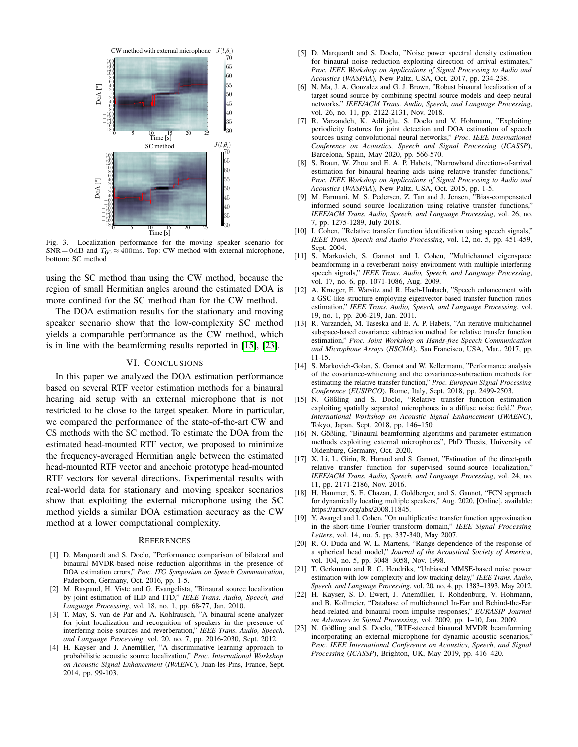CW method with external microphone

$J(l,\theta_i)$

DoA [°]

Time [s]

SC method

$J(l,\theta_i)$

DoA [°]

Time [s]

Fig. 3. Localization performance for the moving speaker scenario for $\text{SNR} = 0\text{dB}$ and $T_{60} \approx 400\text{ms}$. Top: CW method with external microphone, bottom: SC method

using the SC method than using the CW method, because the region of small Hermitian angles around the estimated DOA is more confined for the SC method than for the CW method.

The DOA estimation results for the stationary and moving speaker scenario show that the low-complexity SC method yields a comparable performance as the CW method, which is in line with the beamforming results reported in [15], [23].

## VI. Conclusions

In this paper we analyzed the DOA estimation performance based on several RTF vector estimation methods for a binaural hearing aid setup with an external microphone that is not restricted to be close to the target speaker. More in particular, we compared the performance of the state-of-the-art CW and CS methods with the SC method. To estimate the DOA from the estimated head-mounted RTF vector, we proposed to minimize the frequency-averaged Hermitian angle between the estimated head-mounted RTF vector and anechoic prototype head-mounted RTF vectors for several directions. Experimental results with real-world data for stationary and moving speaker scenarios show that exploiting the external microphone using the SC method yields a similar DOA estimation accuracy as the CW method at a lower computational complexity.

## References

[1] D. Marquardt and S. Doclo, "Performance comparison of bilateral and binaural MVDR-based noise reduction algorithms in the presence of DOA estimation errors," *Proc. ITG Symposium on Speech Communication*, Paderborn, Germany, Oct. 2016, pp. 1-5.

[2] M. Raspaud, H. Viste and G. Evangelista, "Binaural source localization by joint estimation of ILD and ITD," *IEEE Trans. Audio, Speech, and Language Processing*, vol. 18, no. 1, pp. 68-77, Jan. 2010.

[3] T. May, S. van de Par and A. Kohlrausch, "A binaural scene analyzer for joint localization and recognition of speakers in the presence of interfering noise sources and reverberation," *IEEE Trans. Audio, Speech, and Language Processing*, vol. 20, no. 7, pp. 2016-2030, Sept. 2012.

[4] H. Kayser and J. Anemüller, "A discriminative learning approach to probabilistic acoustic source localization," *Proc. International Workshop on Acoustic Signal Enhancement (IWAENC)*, Juan-les-Pins, France, Sept. 2014, pp. 99-103.

[5] D. Marquardt and S. Doclo, "Noise power spectral density estimation for binaural noise reduction exploiting direction of arrival estimates," *Proc. IEEE Workshop on Applications of Signal Processing to Audio and Acoustics (WASPAA)*, New Paltz, USA, Oct. 2017, pp. 234-238.

[6] N. Ma, J. A. Gonzalez and G. J. Brown, "Robust binaural localization of a target sound source by combining spectral source models and deep neural networks," *IEEE/ACM Trans. Audio, Speech, and Language Processing*, vol. 26, no. 11, pp. 2122-2131, Nov. 2018.

[7] R. Varzandeh, K. Adiloğlu, S. Doclo and V. Hohmann, "Exploiting periodicity features for joint detection and DOA estimation of speech sources using convolutional neural networks," *Proc. IEEE International Conference on Acoustics, Speech and Signal Processing (ICASSP)*, Barcelona, Spain, May 2020, pp. 566-570.

[8] S. Braun, W. Zhou and E. A. P. Habets, "Narrowband direction-of-arrival estimation for binaural hearing aids using relative transfer functions," *Proc. IEEE Workshop on Applications of Signal Processing to Audio and Acoustics (WASPAA)*, New Paltz, USA, Oct. 2015, pp. 1-5.

[9] M. Farmani, M. S. Pedersen, Z. Tan and J. Jensen, "Bias-compensated informed sound source localization using relative transfer functions," *IEEE/ACM Trans. Audio, Speech, and Language Processing*, vol. 26, no. 7, pp. 1275-1289, July 2018.

[10] I. Cohen, "Relative transfer function identification using speech signals," *IEEE Trans. Speech and Audio Processing*, vol. 12, no. 5, pp. 451-459, Sept. 2004.

[11] S. Markovich, S. Gannot and I. Cohen, "Multichannel eigenspace beamforming in a reverberant noisy environment with multiple interfering speech signals," *IEEE Trans. Audio, Speech, and Language Processing*, vol. 17, no. 6, pp. 1071-1086, Aug. 2009.

[12] A. Krueger, E. Warsitz and R. Haeb-Umbach, "Speech enhancement with a GSC-like structure employing eigenvector-based transfer function ratios estimation," *IEEE Trans. Audio, Speech, and Language Processing*, vol. 19, no. 1, pp. 206-219, Jan. 2011.

[13] R. Varzandeh, M. Taseska and E. A. P. Habets, "An iterative multichannel subspace-based covariance subtraction method for relative transfer function estimation," *Proc. Joint Workshop on Hands-free Speech Communication and Microphone Arrays (HSCMA)*, San Francisco, USA, Mar., 2017, pp. 11-15.

[14] S. Markovich-Golan, S. Gannot and W. Kellermann, "Performance analysis of the covariance-whitening and the covariance-subtraction methods for estimating the relative transfer function," *Proc. European Signal Processing Conference (EUSIPCO)*, Rome, Italy, Sept. 2018, pp. 2499-2503.

[15] N. Gößling and S. Doclo, "Relative transfer function estimation exploiting spatially separated microphones in a diffuse noise field," *Proc. International Workshop on Acoustic Signal Enhancement (IWAENC)*, Tokyo, Japan, Sept. 2018, pp. 146–150.

[16] N. Gößling, "Binaural beamforming algorithms and parameter estimation methods exploiting external microphones", PhD Thesis, University of Oldenburg, Germany, Oct. 2020.

[17] X. Li, L. Girin, R. Horaud and S. Gannot, "Estimation of the direct-path relative transfer function for supervised sound-source localization," *IEEE/ACM Trans. Audio, Speech, and Language Processing*, vol. 24, no. 11, pp. 2171-2186, Nov. 2016.

[18] H. Hammer, S. E. Chazan, J. Goldberger, and S. Gannot, "FCN approach for dynamically locating multiple speakers," Aug. 2020, [Online], available: https://arxiv.org/abs/2008.11845.

[19] Y. Avargel and I. Cohen, "On multiplicative transfer function approximation in the short-time Fourier transform domain," *IEEE Signal Processing Letters*, vol. 14, no. 5, pp. 337-340, May 2007.

[20] R. O. Duda and W. L. Martens, "Range dependence of the response of a spherical head model," *Journal of the Acoustical Society of America*, vol. 104, no. 5, pp. 3048–3058, Nov. 1998.

[21] T. Gerkmann and R. C. Hendriks, "Unbiased MMSE-based noise power estimation with low complexity and low tracking delay," *IEEE Trans. Audio, Speech, and Language Processing*, vol. 20, no. 4, pp. 1383–1393, May 2012.

[22] H. Kayser, S. D. Ewert, J. Anemüller, T. Rohdenburg, V. Hohmann, and B. Kollmeier, "Database of multichannel In-Ear and Behind-the-Ear head-related and binaural room impulse responses," *EURASIP Journal on Advances in Signal Processing*, vol. 2009, pp. 1–10, Jan. 2009.

[23] N. Gößling and S. Doclo, "RTF-steered binaural MVDR beamforming incorporating an external microphone for dynamic acoustic scenarios," *Proc. IEEE International Conference on Acoustics, Speech, and Signal Processing (ICASSP)*, Brighton, UK, May 2019, pp. 416–420.